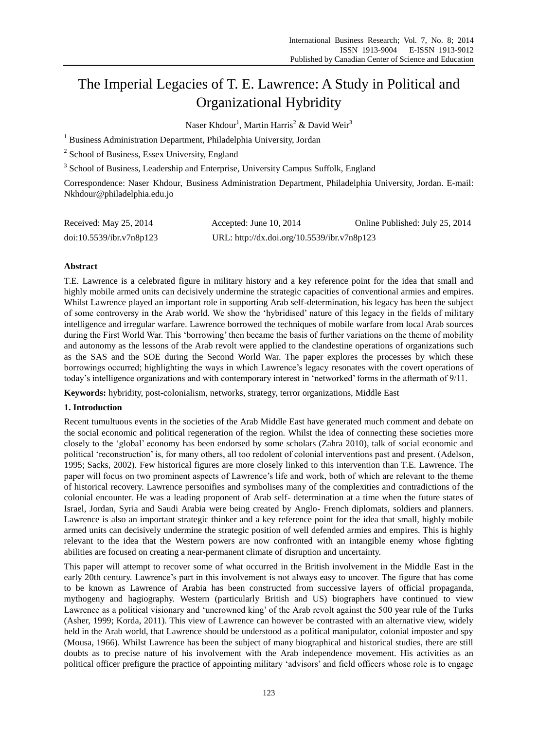# The Imperial Legacies of T. E. Lawrence: A Study in Political and Organizational Hybridity

Naser Khdour[1], Martin Harris[2] & David Weir[3]

[1] Business Administration Department, Philadelphia University, Jordan

[2] School of Business, Essex University, England

[3] School of Business, Leadership and Enterprise, University Campus Suffolk, England

Correspondence: Naser Khdour, Business Administration Department, Philadelphia University, Jordan. E-mail: Nkhdour@philadelphia.edu.jo

Received: May 25, 2014 Accepted: June 10, 2014 Online Published: July 25, 2014

doi:10.5539/ibr.v7n8p123 URL: http://dx.doi.org/10.5539/ibr.v7n8p123

## Abstract

T.E. Lawrence is a celebrated figure in military history and a key reference point for the idea that small and highly mobile armed units can decisively undermine the strategic capacities of conventional armies and empires. Whilst Lawrence played an important role in supporting Arab self-determination, his legacy has been the subject of some controversy in the Arab world. We show the 'hybridised' nature of this legacy in the fields of military intelligence and irregular warfare. Lawrence borrowed the techniques of mobile warfare from local Arab sources during the First World War. This 'borrowing' then became the basis of further variations on the theme of mobility and autonomy as the lessons of the Arab revolt were applied to the clandestine operations of organizations such as the SAS and the SOE during the Second World War. The paper explores the processes by which these borrowings occurred; highlighting the ways in which Lawrence's legacy resonates with the covert operations of today's intelligence organizations and with contemporary interest in 'networked' forms in the aftermath of 9/11.

**Keywords:** hybridity, post-colonialism, networks, strategy, terror organizations, Middle East

## 1. Introduction

Recent tumultuous events in the societies of the Arab Middle East have generated much comment and debate on the social economic and political regeneration of the region. Whilst the idea of connecting these societies more closely to the 'global' economy has been endorsed by some scholars (Zahra 2010), talk of social economic and political 'reconstruction' is, for many others, all too redolent of colonial interventions past and present. (Adelson, 1995; Sacks, 2002). Few historical figures are more closely linked to this intervention than T.E. Lawrence. The paper will focus on two prominent aspects of Lawrence's life and work, both of which are relevant to the theme of historical recovery. Lawrence personifies and symbolises many of the complexities and contradictions of the colonial encounter. He was a leading proponent of Arab self- determination at a time when the future states of Israel, Jordan, Syria and Saudi Arabia were being created by Anglo- French diplomats, soldiers and planners. Lawrence is also an important strategic thinker and a key reference point for the idea that small, highly mobile armed units can decisively undermine the strategic position of well defended armies and empires. This is highly relevant to the idea that the Western powers are now confronted with an intangible enemy whose fighting abilities are focused on creating a near-permanent climate of disruption and uncertainty.

This paper will attempt to recover some of what occurred in the British involvement in the Middle East in the early 20th century. Lawrence's part in this involvement is not always easy to uncover. The figure that has come to be known as Lawrence of Arabia has been constructed from successive layers of official propaganda, mythogeny and hagiography. Western (particularly British and US) biographers have continued to view Lawrence as a political visionary and 'uncrowned king' of the Arab revolt against the 500 year rule of the Turks (Asher, 1999; Korda, 2011). This view of Lawrence can however be contrasted with an alternative view, widely held in the Arab world, that Lawrence should be understood as a political manipulator, colonial imposter and spy (Mousa, 1966). Whilst Lawrence has been the subject of many biographical and historical studies, there are still doubts as to precise nature of his involvement with the Arab independence movement. His activities as an political officer prefigure the practice of appointing military 'advisors' and field officers whose role is to engage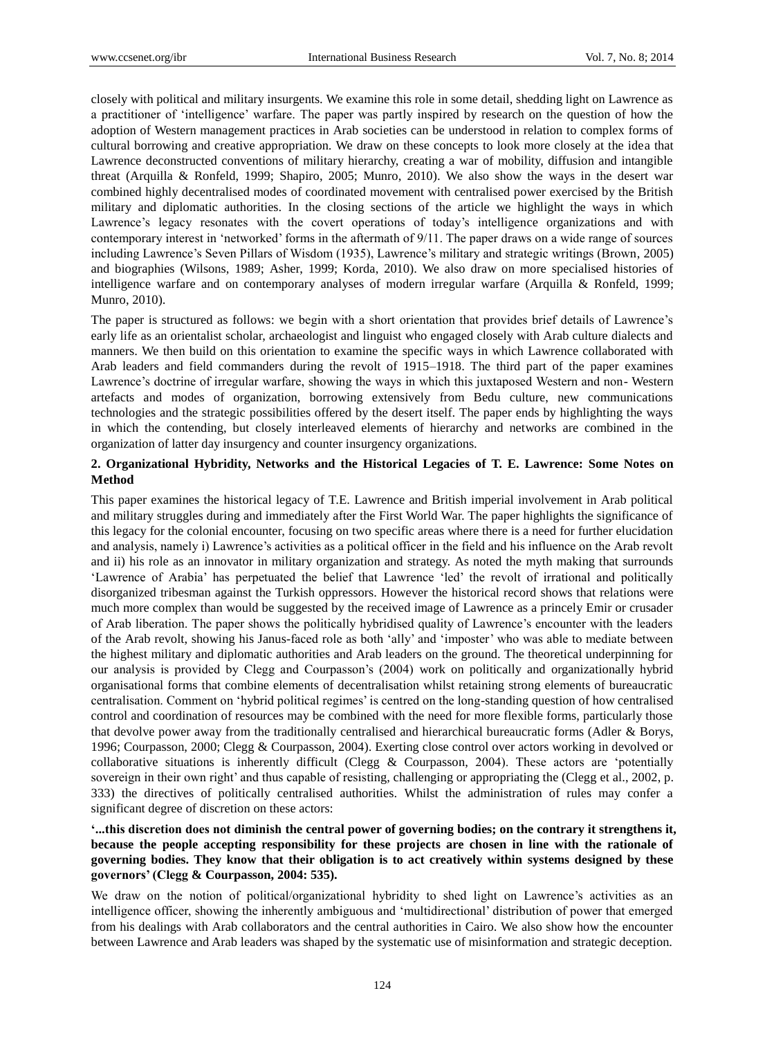closely with political and military insurgents. We examine this role in some detail, shedding light on Lawrence as a practitioner of 'intelligence' warfare. The paper was partly inspired by research on the question of how the adoption of Western management practices in Arab societies can be understood in relation to complex forms of cultural borrowing and creative appropriation. We draw on these concepts to look more closely at the idea that Lawrence deconstructed conventions of military hierarchy, creating a war of mobility, diffusion and intangible threat (Arquilla & Ronfeld, 1999; Shapiro, 2005; Munro, 2010). We also show the ways in the desert war combined highly decentralised modes of coordinated movement with centralised power exercised by the British military and diplomatic authorities. In the closing sections of the article we highlight the ways in which Lawrence's legacy resonates with the covert operations of today's intelligence organizations and with contemporary interest in 'networked' forms in the aftermath of 9/11. The paper draws on a wide range of sources including Lawrence's Seven Pillars of Wisdom (1935), Lawrence's military and strategic writings (Brown, 2005) and biographies (Wilsons, 1989; Asher, 1999; Korda, 2010). We also draw on more specialised histories of intelligence warfare and on contemporary analyses of modern irregular warfare (Arquilla & Ronfeld, 1999; Munro, 2010).

The paper is structured as follows: we begin with a short orientation that provides brief details of Lawrence's early life as an orientalist scholar, archaeologist and linguist who engaged closely with Arab culture dialects and manners. We then build on this orientation to examine the specific ways in which Lawrence collaborated with Arab leaders and field commanders during the revolt of 1915–1918. The third part of the paper examines Lawrence's doctrine of irregular warfare, showing the ways in which this juxtaposed Western and non- Western artefacts and modes of organization, borrowing extensively from Bedu culture, new communications technologies and the strategic possibilities offered by the desert itself. The paper ends by highlighting the ways in which the contending, but closely interleaved elements of hierarchy and networks are combined in the organization of latter day insurgency and counter insurgency organizations.

## 2. Organizational Hybridity, Networks and the Historical Legacies of T. E. Lawrence: Some Notes on Method

This paper examines the historical legacy of T.E. Lawrence and British imperial involvement in Arab political and military struggles during and immediately after the First World War. The paper highlights the significance of this legacy for the colonial encounter, focusing on two specific areas where there is a need for further elucidation and analysis, namely i) Lawrence's activities as a political officer in the field and his influence on the Arab revolt and ii) his role as an innovator in military organization and strategy. As noted the myth making that surrounds 'Lawrence of Arabia' has perpetuated the belief that Lawrence 'led' the revolt of irrational and politically disorganized tribesman against the Turkish oppressors. However the historical record shows that relations were much more complex than would be suggested by the received image of Lawrence as a princely Emir or crusader of Arab liberation. The paper shows the politically hybridised quality of Lawrence's encounter with the leaders of the Arab revolt, showing his Janus-faced role as both 'ally' and 'imposter' who was able to mediate between the highest military and diplomatic authorities and Arab leaders on the ground. The theoretical underpinning for our analysis is provided by Clegg and Courpasson's (2004) work on politically and organizationally hybrid organisational forms that combine elements of decentralisation whilst retaining strong elements of bureaucratic centralisation. Comment on 'hybrid political regimes' is centred on the long-standing question of how centralised control and coordination of resources may be combined with the need for more flexible forms, particularly those that devolve power away from the traditionally centralised and hierarchical bureaucratic forms (Adler & Borys, 1996; Courpasson, 2000; Clegg & Courpasson, 2004). Exerting close control over actors working in devolved or collaborative situations is inherently difficult (Clegg & Courpasson, 2004). These actors are 'potentially sovereign in their own right' and thus capable of resisting, challenging or appropriating the (Clegg et al., 2002, p. 333) the directives of politically centralised authorities. Whilst the administration of rules may confer a significant degree of discretion on these actors:

**'...this discretion does not diminish the central power of governing bodies; on the contrary it strengthens it, because the people accepting responsibility for these projects are chosen in line with the rationale of governing bodies. They know that their obligation is to act creatively within systems designed by these governors' (Clegg & Courpasson, 2004: 535).**

We draw on the notion of political/organizational hybridity to shed light on Lawrence's activities as an intelligence officer, showing the inherently ambiguous and 'multidirectional' distribution of power that emerged from his dealings with Arab collaborators and the central authorities in Cairo. We also show how the encounter between Lawrence and Arab leaders was shaped by the systematic use of misinformation and strategic deception.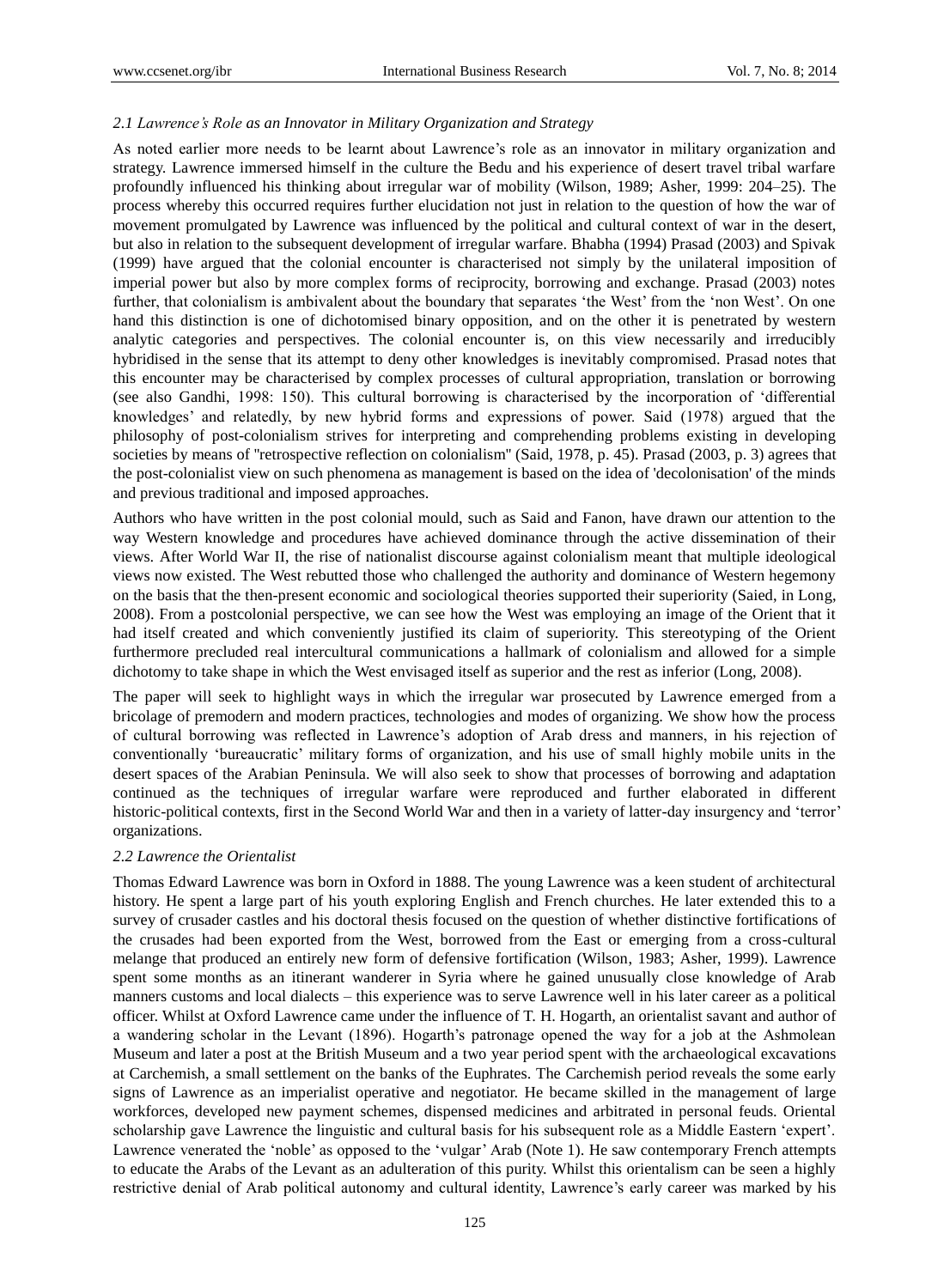### *2.1 Lawrence's Role as an Innovator in Military Organization and Strategy*

As noted earlier more needs to be learnt about Lawrence's role as an innovator in military organization and strategy. Lawrence immersed himself in the culture the Bedu and his experience of desert travel tribal warfare profoundly influenced his thinking about irregular war of mobility (Wilson, 1989; Asher, 1999: 204–25). The process whereby this occurred requires further elucidation not just in relation to the question of how the war of movement promulgated by Lawrence was influenced by the political and cultural context of war in the desert, but also in relation to the subsequent development of irregular warfare. Bhabha (1994) Prasad (2003) and Spivak (1999) have argued that the colonial encounter is characterised not simply by the unilateral imposition of imperial power but also by more complex forms of reciprocity, borrowing and exchange. Prasad (2003) notes further, that colonialism is ambivalent about the boundary that separates 'the West' from the 'non West'. On one hand this distinction is one of dichotomised binary opposition, and on the other it is penetrated by western analytic categories and perspectives. The colonial encounter is, on this view necessarily and irreducibly hybridised in the sense that its attempt to deny other knowledges is inevitably compromised. Prasad notes that this encounter may be characterised by complex processes of cultural appropriation, translation or borrowing (see also Gandhi, 1998: 150). This cultural borrowing is characterised by the incorporation of 'differential knowledges' and relatedly, by new hybrid forms and expressions of power. Said (1978) argued that the philosophy of post-colonialism strives for interpreting and comprehending problems existing in developing societies by means of "retrospective reflection on colonialism" (Said, 1978, p. 45). Prasad (2003, p. 3) agrees that the post-colonialist view on such phenomena as management is based on the idea of 'decolonisation' of the minds and previous traditional and imposed approaches.

Authors who have written in the post colonial mould, such as Said and Fanon, have drawn our attention to the way Western knowledge and procedures have achieved dominance through the active dissemination of their views. After World War II, the rise of nationalist discourse against colonialism meant that multiple ideological views now existed. The West rebutted those who challenged the authority and dominance of Western hegemony on the basis that the then-present economic and sociological theories supported their superiority (Saied, in Long, 2008). From a postcolonial perspective, we can see how the West was employing an image of the Orient that it had itself created and which conveniently justified its claim of superiority. This stereotyping of the Orient furthermore precluded real intercultural communications a hallmark of colonialism and allowed for a simple dichotomy to take shape in which the West envisaged itself as superior and the rest as inferior (Long, 2008).

The paper will seek to highlight ways in which the irregular war prosecuted by Lawrence emerged from a bricolage of premodern and modern practices, technologies and modes of organizing. We show how the process of cultural borrowing was reflected in Lawrence's adoption of Arab dress and manners, in his rejection of conventionally 'bureaucratic' military forms of organization, and his use of small highly mobile units in the desert spaces of the Arabian Peninsula. We will also seek to show that processes of borrowing and adaptation continued as the techniques of irregular warfare were reproduced and further elaborated in different historic-political contexts, first in the Second World War and then in a variety of latter-day insurgency and 'terror' organizations.

### *2.2 Lawrence the Orientalist*

Thomas Edward Lawrence was born in Oxford in 1888. The young Lawrence was a keen student of architectural history. He spent a large part of his youth exploring English and French churches. He later extended this to a survey of crusader castles and his doctoral thesis focused on the question of whether distinctive fortifications of the crusades had been exported from the West, borrowed from the East or emerging from a cross-cultural melange that produced an entirely new form of defensive fortification (Wilson, 1983; Asher, 1999). Lawrence spent some months as an itinerant wanderer in Syria where he gained unusually close knowledge of Arab manners customs and local dialects – this experience was to serve Lawrence well in his later career as a political officer. Whilst at Oxford Lawrence came under the influence of T. H. Hogarth, an orientalist savant and author of a wandering scholar in the Levant (1896). Hogarth's patronage opened the way for a job at the Ashmolean Museum and later a post at the British Museum and a two year period spent with the archaeological excavations at Carchemish, a small settlement on the banks of the Euphrates. The Carchemish period reveals the some early signs of Lawrence as an imperialist operative and negotiator. He became skilled in the management of large workforces, developed new payment schemes, dispensed medicines and arbitrated in personal feuds. Oriental scholarship gave Lawrence the linguistic and cultural basis for his subsequent role as a Middle Eastern 'expert'. Lawrence venerated the 'noble' as opposed to the 'vulgar' Arab (Note 1). He saw contemporary French attempts to educate the Arabs of the Levant as an adulteration of this purity. Whilst this orientalism can be seen a highly restrictive denial of Arab political autonomy and cultural identity, Lawrence's early career was marked by his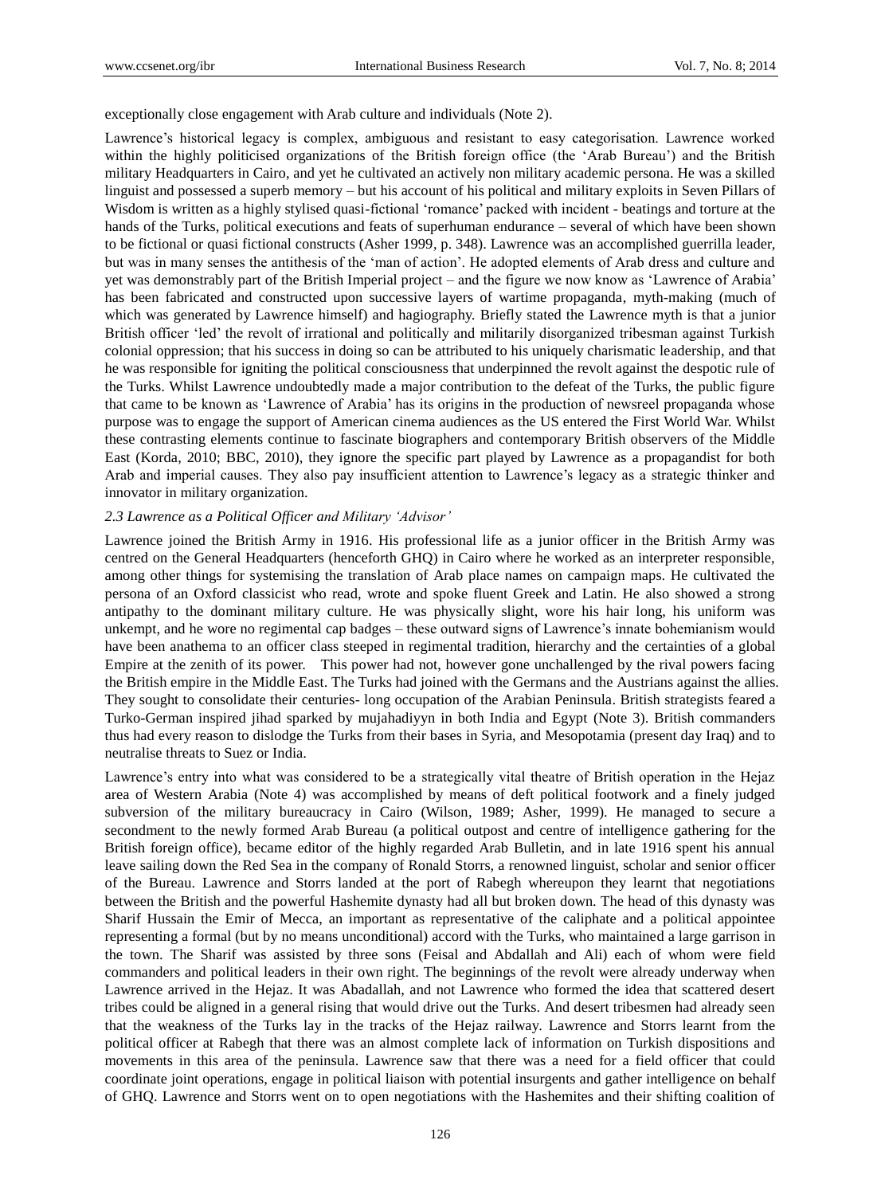exceptionally close engagement with Arab culture and individuals (Note 2).

Lawrence's historical legacy is complex, ambiguous and resistant to easy categorisation. Lawrence worked within the highly politicised organizations of the British foreign office (the 'Arab Bureau') and the British military Headquarters in Cairo, and yet he cultivated an actively non military academic persona. He was a skilled linguist and possessed a superb memory – but his account of his political and military exploits in Seven Pillars of Wisdom is written as a highly stylised quasi-fictional 'romance' packed with incident - beatings and torture at the hands of the Turks, political executions and feats of superhuman endurance – several of which have been shown to be fictional or quasi fictional constructs (Asher 1999, p. 348). Lawrence was an accomplished guerrilla leader, but was in many senses the antithesis of the 'man of action'. He adopted elements of Arab dress and culture and yet was demonstrably part of the British Imperial project – and the figure we now know as 'Lawrence of Arabia' has been fabricated and constructed upon successive layers of wartime propaganda, myth-making (much of which was generated by Lawrence himself) and hagiography. Briefly stated the Lawrence myth is that a junior British officer 'led' the revolt of irrational and politically and militarily disorganized tribesman against Turkish colonial oppression; that his success in doing so can be attributed to his uniquely charismatic leadership, and that he was responsible for igniting the political consciousness that underpinned the revolt against the despotic rule of the Turks. Whilst Lawrence undoubtedly made a major contribution to the defeat of the Turks, the public figure that came to be known as 'Lawrence of Arabia' has its origins in the production of newsreel propaganda whose purpose was to engage the support of American cinema audiences as the US entered the First World War. Whilst these contrasting elements continue to fascinate biographers and contemporary British observers of the Middle East (Korda, 2010; BBC, 2010), they ignore the specific part played by Lawrence as a propagandist for both Arab and imperial causes. They also pay insufficient attention to Lawrence's legacy as a strategic thinker and innovator in military organization.

### *2.3 Lawrence as a Political Officer and Military 'Advisor'*

Lawrence joined the British Army in 1916. His professional life as a junior officer in the British Army was centred on the General Headquarters (henceforth GHQ) in Cairo where he worked as an interpreter responsible, among other things for systemising the translation of Arab place names on campaign maps. He cultivated the persona of an Oxford classicist who read, wrote and spoke fluent Greek and Latin. He also showed a strong antipathy to the dominant military culture. He was physically slight, wore his hair long, his uniform was unkempt, and he wore no regimental cap badges – these outward signs of Lawrence's innate bohemianism would have been anathema to an officer class steeped in regimental tradition, hierarchy and the certainties of a global Empire at the zenith of its power. This power had not, however gone unchallenged by the rival powers facing the British empire in the Middle East. The Turks had joined with the Germans and the Austrians against the allies. They sought to consolidate their centuries- long occupation of the Arabian Peninsula. British strategists feared a Turko-German inspired jihad sparked by mujahadiyyn in both India and Egypt (Note 3). British commanders thus had every reason to dislodge the Turks from their bases in Syria, and Mesopotamia (present day Iraq) and to neutralise threats to Suez or India.

Lawrence's entry into what was considered to be a strategically vital theatre of British operation in the Hejaz area of Western Arabia (Note 4) was accomplished by means of deft political footwork and a finely judged subversion of the military bureaucracy in Cairo (Wilson, 1989; Asher, 1999). He managed to secure a secondment to the newly formed Arab Bureau (a political outpost and centre of intelligence gathering for the British foreign office), became editor of the highly regarded Arab Bulletin, and in late 1916 spent his annual leave sailing down the Red Sea in the company of Ronald Storrs, a renowned linguist, scholar and senior officer of the Bureau. Lawrence and Storrs landed at the port of Rabegh whereupon they learnt that negotiations between the British and the powerful Hashemite dynasty had all but broken down. The head of this dynasty was Sharif Hussain the Emir of Mecca, an important as representative of the caliphate and a political appointee representing a formal (but by no means unconditional) accord with the Turks, who maintained a large garrison in the town. The Sharif was assisted by three sons (Feisal and Abdallah and Ali) each of whom were field commanders and political leaders in their own right. The beginnings of the revolt were already underway when Lawrence arrived in the Hejaz. It was Abadallah, and not Lawrence who formed the idea that scattered desert tribes could be aligned in a general rising that would drive out the Turks. And desert tribesmen had already seen that the weakness of the Turks lay in the tracks of the Hejaz railway. Lawrence and Storrs learnt from the political officer at Rabegh that there was an almost complete lack of information on Turkish dispositions and movements in this area of the peninsula. Lawrence saw that there was a need for a field officer that could coordinate joint operations, engage in political liaison with potential insurgents and gather intelligence on behalf of GHQ. Lawrence and Storrs went on to open negotiations with the Hashemites and their shifting coalition of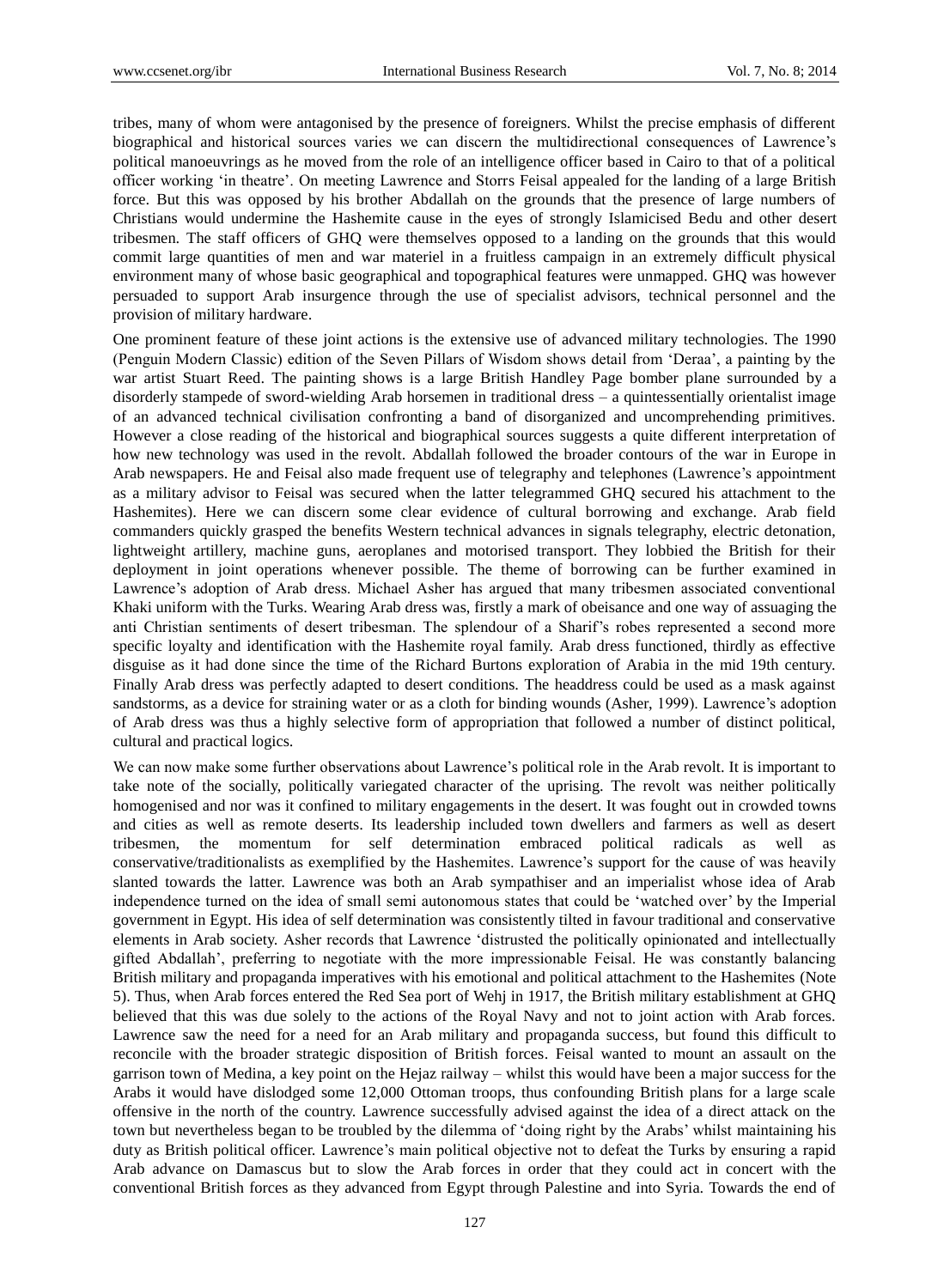tribes, many of whom were antagonised by the presence of foreigners. Whilst the precise emphasis of different biographical and historical sources varies we can discern the multidirectional consequences of Lawrence's political manoeuvrings as he moved from the role of an intelligence officer based in Cairo to that of a political officer working 'in theatre'. On meeting Lawrence and Storrs Feisal appealed for the landing of a large British force. But this was opposed by his brother Abdallah on the grounds that the presence of large numbers of Christians would undermine the Hashemite cause in the eyes of strongly Islamicised Bedu and other desert tribesmen. The staff officers of GHQ were themselves opposed to a landing on the grounds that this would commit large quantities of men and war materiel in a fruitless campaign in an extremely difficult physical environment many of whose basic geographical and topographical features were unmapped. GHQ was however persuaded to support Arab insurgence through the use of specialist advisors, technical personnel and the provision of military hardware.

One prominent feature of these joint actions is the extensive use of advanced military technologies. The 1990 (Penguin Modern Classic) edition of the Seven Pillars of Wisdom shows detail from 'Deraa', a painting by the war artist Stuart Reed. The painting shows is a large British Handley Page bomber plane surrounded by a disorderly stampede of sword-wielding Arab horsemen in traditional dress – a quintessentially orientalist image of an advanced technical civilisation confronting a band of disorganized and uncomprehending primitives. However a close reading of the historical and biographical sources suggests a quite different interpretation of how new technology was used in the revolt. Abdallah followed the broader contours of the war in Europe in Arab newspapers. He and Feisal also made frequent use of telegraphy and telephones (Lawrence's appointment as a military advisor to Feisal was secured when the latter telegrammed GHQ secured his attachment to the Hashemites). Here we can discern some clear evidence of cultural borrowing and exchange. Arab field commanders quickly grasped the benefits Western technical advances in signals telegraphy, electric detonation, lightweight artillery, machine guns, aeroplanes and motorised transport. They lobbied the British for their deployment in joint operations whenever possible. The theme of borrowing can be further examined in Lawrence's adoption of Arab dress. Michael Asher has argued that many tribesmen associated conventional Khaki uniform with the Turks. Wearing Arab dress was, firstly a mark of obeisance and one way of assuaging the anti Christian sentiments of desert tribesman. The splendour of a Sharif's robes represented a second more specific loyalty and identification with the Hashemite royal family. Arab dress functioned, thirdly as effective disguise as it had done since the time of the Richard Burtons exploration of Arabia in the mid 19th century. Finally Arab dress was perfectly adapted to desert conditions. The headdress could be used as a mask against sandstorms, as a device for straining water or as a cloth for binding wounds (Asher, 1999). Lawrence's adoption of Arab dress was thus a highly selective form of appropriation that followed a number of distinct political, cultural and practical logics.

We can now make some further observations about Lawrence's political role in the Arab revolt. It is important to take note of the socially, politically variegated character of the uprising. The revolt was neither politically homogenised and nor was it confined to military engagements in the desert. It was fought out in crowded towns and cities as well as remote deserts. Its leadership included town dwellers and farmers as well as desert tribesmen, the momentum for self determination embraced political radicals as well as conservative/traditionalists as exemplified by the Hashemites. Lawrence's support for the cause of was heavily slanted towards the latter. Lawrence was both an Arab sympathiser and an imperialist whose idea of Arab independence turned on the idea of small semi autonomous states that could be 'watched over' by the Imperial government in Egypt. His idea of self determination was consistently tilted in favour traditional and conservative elements in Arab society. Asher records that Lawrence 'distrusted the politically opinionated and intellectually gifted Abdallah', preferring to negotiate with the more impressionable Feisal. He was constantly balancing British military and propaganda imperatives with his emotional and political attachment to the Hashemites (Note 5). Thus, when Arab forces entered the Red Sea port of Wehj in 1917, the British military establishment at GHQ believed that this was due solely to the actions of the Royal Navy and not to joint action with Arab forces. Lawrence saw the need for a need for an Arab military and propaganda success, but found this difficult to reconcile with the broader strategic disposition of British forces. Feisal wanted to mount an assault on the garrison town of Medina, a key point on the Hejaz railway – whilst this would have been a major success for the Arabs it would have dislodged some 12,000 Ottoman troops, thus confounding British plans for a large scale offensive in the north of the country. Lawrence successfully advised against the idea of a direct attack on the town but nevertheless began to be troubled by the dilemma of 'doing right by the Arabs' whilst maintaining his duty as British political officer. Lawrence's main political objective not to defeat the Turks by ensuring a rapid Arab advance on Damascus but to slow the Arab forces in order that they could act in concert with the conventional British forces as they advanced from Egypt through Palestine and into Syria. Towards the end of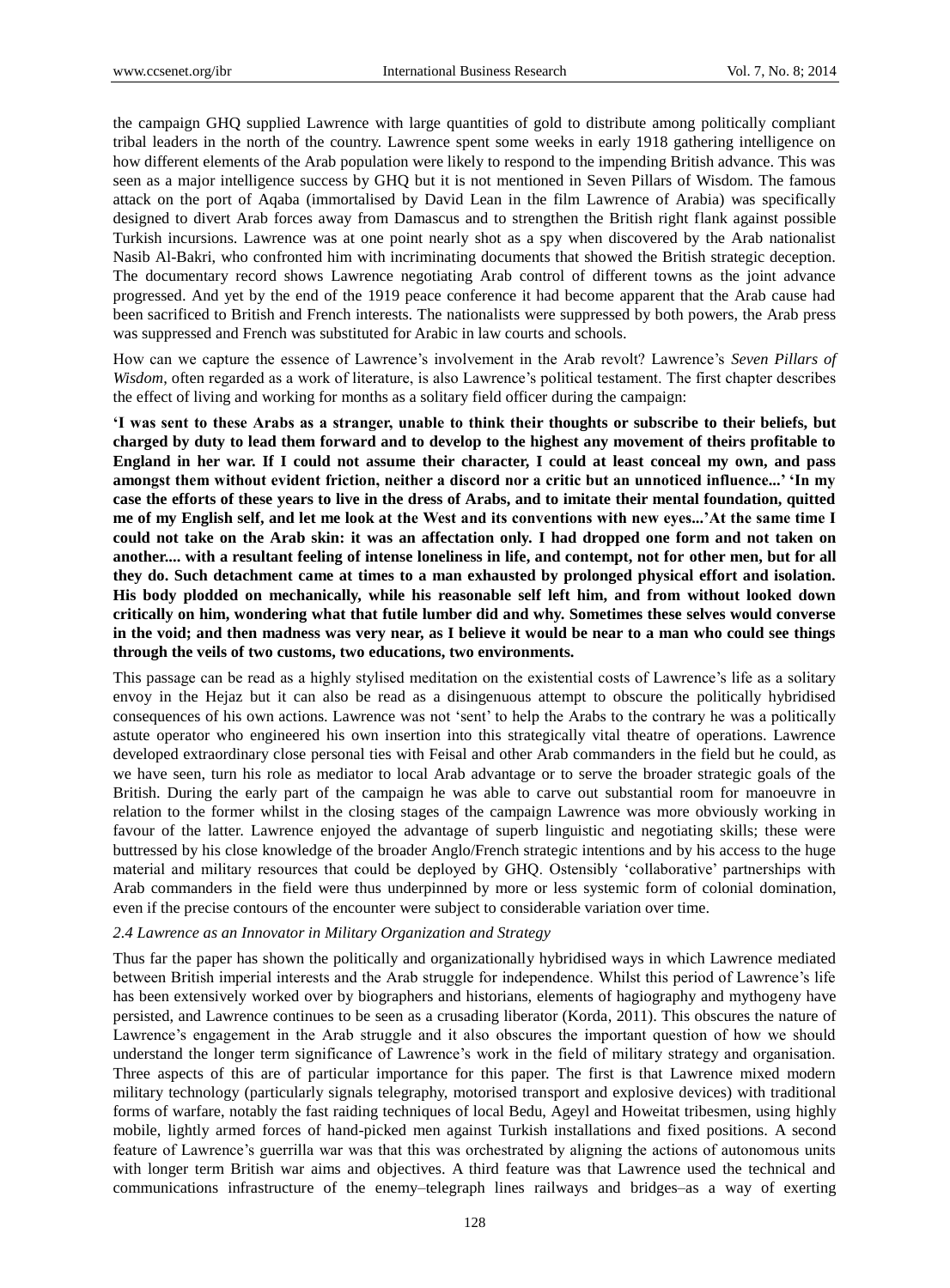the campaign GHQ supplied Lawrence with large quantities of gold to distribute among politically compliant tribal leaders in the north of the country. Lawrence spent some weeks in early 1918 gathering intelligence on how different elements of the Arab population were likely to respond to the impending British advance. This was seen as a major intelligence success by GHQ but it is not mentioned in Seven Pillars of Wisdom. The famous attack on the port of Aqaba (immortalised by David Lean in the film Lawrence of Arabia) was specifically designed to divert Arab forces away from Damascus and to strengthen the British right flank against possible Turkish incursions. Lawrence was at one point nearly shot as a spy when discovered by the Arab nationalist Nasib Al-Bakri, who confronted him with incriminating documents that showed the British strategic deception. The documentary record shows Lawrence negotiating Arab control of different towns as the joint advance progressed. And yet by the end of the 1919 peace conference it had become apparent that the Arab cause had been sacrificed to British and French interests. The nationalists were suppressed by both powers, the Arab press was suppressed and French was substituted for Arabic in law courts and schools.

How can we capture the essence of Lawrence's involvement in the Arab revolt? Lawrence's *Seven Pillars of Wisdom*, often regarded as a work of literature, is also Lawrence's political testament. The first chapter describes the effect of living and working for months as a solitary field officer during the campaign:

**'I was sent to these Arabs as a stranger, unable to think their thoughts or subscribe to their beliefs, but charged by duty to lead them forward and to develop to the highest any movement of theirs profitable to England in her war. If I could not assume their character, I could at least conceal my own, and pass amongst them without evident friction, neither a discord nor a critic but an unnoticed influence...' 'In my case the efforts of these years to live in the dress of Arabs, and to imitate their mental foundation, quitted me of my English self, and let me look at the West and its conventions with new eyes...'At the same time I could not take on the Arab skin: it was an affectation only. I had dropped one form and not taken on another.... with a resultant feeling of intense loneliness in life, and contempt, not for other men, but for all they do. Such detachment came at times to a man exhausted by prolonged physical effort and isolation. His body plodded on mechanically, while his reasonable self left him, and from without looked down critically on him, wondering what that futile lumber did and why. Sometimes these selves would converse in the void; and then madness was very near, as I believe it would be near to a man who could see things through the veils of two customs, two educations, two environments.**

This passage can be read as a highly stylised meditation on the existential costs of Lawrence's life as a solitary envoy in the Hejaz but it can also be read as a disingenuous attempt to obscure the politically hybridised consequences of his own actions. Lawrence was not 'sent' to help the Arabs to the contrary he was a politically astute operator who engineered his own insertion into this strategically vital theatre of operations. Lawrence developed extraordinary close personal ties with Feisal and other Arab commanders in the field but he could, as we have seen, turn his role as mediator to local Arab advantage or to serve the broader strategic goals of the British. During the early part of the campaign he was able to carve out substantial room for manoeuvre in relation to the former whilst in the closing stages of the campaign Lawrence was more obviously working in favour of the latter. Lawrence enjoyed the advantage of superb linguistic and negotiating skills; these were buttressed by his close knowledge of the broader Anglo/French strategic intentions and by his access to the huge material and military resources that could be deployed by GHQ. Ostensibly 'collaborative' partnerships with Arab commanders in the field were thus underpinned by more or less systemic form of colonial domination, even if the precise contours of the encounter were subject to considerable variation over time.

### *2.4 Lawrence as an Innovator in Military Organization and Strategy*

Thus far the paper has shown the politically and organizationally hybridised ways in which Lawrence mediated between British imperial interests and the Arab struggle for independence. Whilst this period of Lawrence's life has been extensively worked over by biographers and historians, elements of hagiography and mythogeny have persisted, and Lawrence continues to be seen as a crusading liberator (Korda, 2011). This obscures the nature of Lawrence's engagement in the Arab struggle and it also obscures the important question of how we should understand the longer term significance of Lawrence's work in the field of military strategy and organisation. Three aspects of this are of particular importance for this paper. The first is that Lawrence mixed modern military technology (particularly signals telegraphy, motorised transport and explosive devices) with traditional forms of warfare, notably the fast raiding techniques of local Bedu, Ageyl and Howeitat tribesmen, using highly mobile, lightly armed forces of hand-picked men against Turkish installations and fixed positions. A second feature of Lawrence's guerrilla war was that this was orchestrated by aligning the actions of autonomous units with longer term British war aims and objectives. A third feature was that Lawrence used the technical and communications infrastructure of the enemy–telegraph lines railways and bridges–as a way of exerting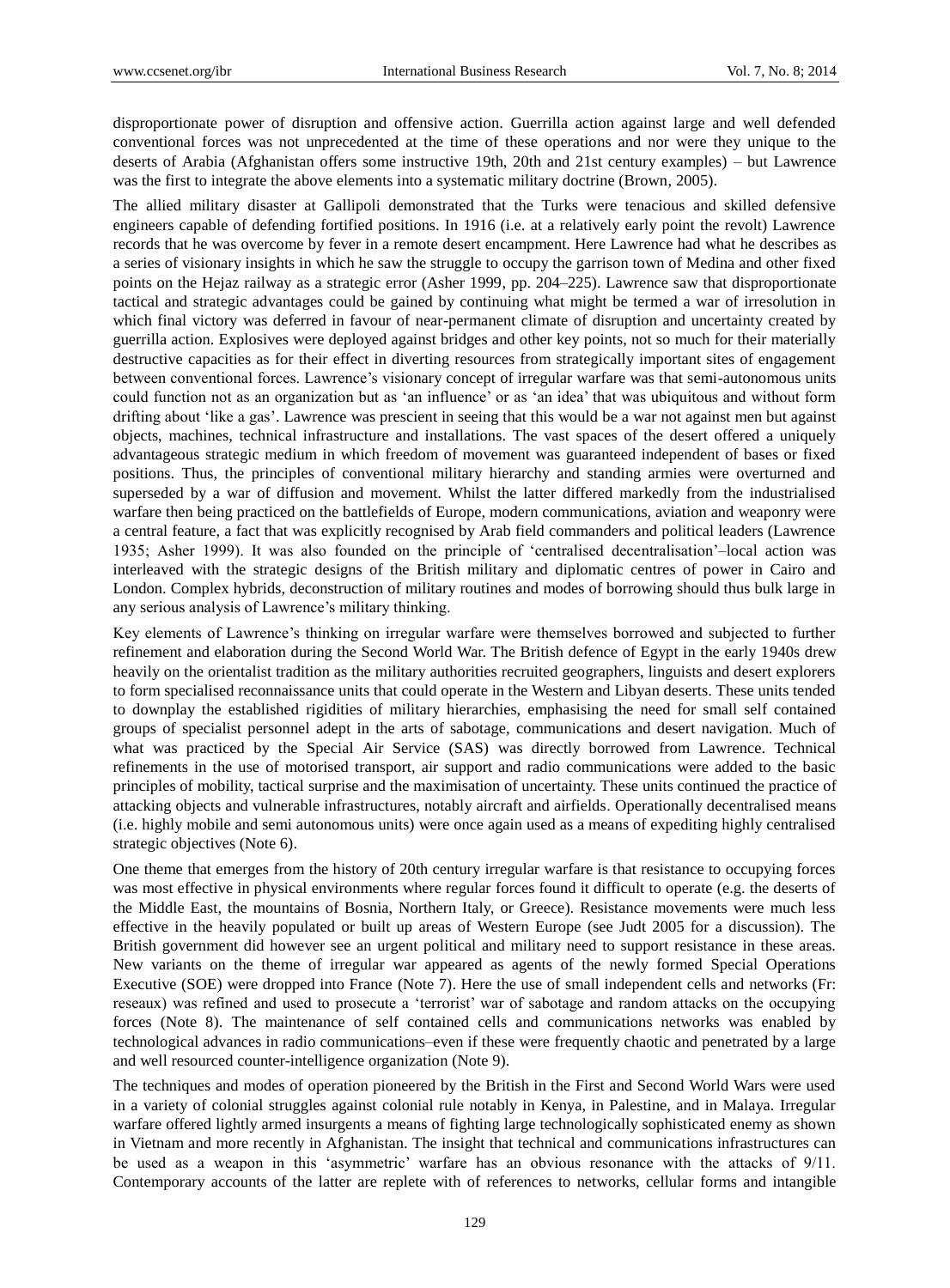disproportionate power of disruption and offensive action. Guerrilla action against large and well defended conventional forces was not unprecedented at the time of these operations and nor were they unique to the deserts of Arabia (Afghanistan offers some instructive 19th, 20th and 21st century examples) – but Lawrence was the first to integrate the above elements into a systematic military doctrine (Brown, 2005).

The allied military disaster at Gallipoli demonstrated that the Turks were tenacious and skilled defensive engineers capable of defending fortified positions. In 1916 (i.e. at a relatively early point the revolt) Lawrence records that he was overcome by fever in a remote desert encampment. Here Lawrence had what he describes as a series of visionary insights in which he saw the struggle to occupy the garrison town of Medina and other fixed points on the Hejaz railway as a strategic error (Asher 1999, pp. 204–225). Lawrence saw that disproportionate tactical and strategic advantages could be gained by continuing what might be termed a war of irresolution in which final victory was deferred in favour of near-permanent climate of disruption and uncertainty created by guerrilla action. Explosives were deployed against bridges and other key points, not so much for their materially destructive capacities as for their effect in diverting resources from strategically important sites of engagement between conventional forces. Lawrence's visionary concept of irregular warfare was that semi-autonomous units could function not as an organization but as 'an influence' or as 'an idea' that was ubiquitous and without form drifting about 'like a gas'. Lawrence was prescient in seeing that this would be a war not against men but against objects, machines, technical infrastructure and installations. The vast spaces of the desert offered a uniquely advantageous strategic medium in which freedom of movement was guaranteed independent of bases or fixed positions. Thus, the principles of conventional military hierarchy and standing armies were overturned and superseded by a war of diffusion and movement. Whilst the latter differed markedly from the industrialised warfare then being practiced on the battlefields of Europe, modern communications, aviation and weaponry were a central feature, a fact that was explicitly recognised by Arab field commanders and political leaders (Lawrence 1935; Asher 1999). It was also founded on the principle of 'centralised decentralisation'–local action was interleaved with the strategic designs of the British military and diplomatic centres of power in Cairo and London. Complex hybrids, deconstruction of military routines and modes of borrowing should thus bulk large in any serious analysis of Lawrence's military thinking.

Key elements of Lawrence's thinking on irregular warfare were themselves borrowed and subjected to further refinement and elaboration during the Second World War. The British defence of Egypt in the early 1940s drew heavily on the orientalist tradition as the military authorities recruited geographers, linguists and desert explorers to form specialised reconnaissance units that could operate in the Western and Libyan deserts. These units tended to downplay the established rigidities of military hierarchies, emphasising the need for small self contained groups of specialist personnel adept in the arts of sabotage, communications and desert navigation. Much of what was practiced by the Special Air Service (SAS) was directly borrowed from Lawrence. Technical refinements in the use of motorised transport, air support and radio communications were added to the basic principles of mobility, tactical surprise and the maximisation of uncertainty. These units continued the practice of attacking objects and vulnerable infrastructures, notably aircraft and airfields. Operationally decentralised means (i.e. highly mobile and semi autonomous units) were once again used as a means of expediting highly centralised strategic objectives (Note 6).

One theme that emerges from the history of 20th century irregular warfare is that resistance to occupying forces was most effective in physical environments where regular forces found it difficult to operate (e.g. the deserts of the Middle East, the mountains of Bosnia, Northern Italy, or Greece). Resistance movements were much less effective in the heavily populated or built up areas of Western Europe (see Judt 2005 for a discussion). The British government did however see an urgent political and military need to support resistance in these areas. New variants on the theme of irregular war appeared as agents of the newly formed Special Operations Executive (SOE) were dropped into France (Note 7). Here the use of small independent cells and networks (Fr: reseaux) was refined and used to prosecute a 'terrorist' war of sabotage and random attacks on the occupying forces (Note 8). The maintenance of self contained cells and communications networks was enabled by technological advances in radio communications–even if these were frequently chaotic and penetrated by a large and well resourced counter-intelligence organization (Note 9).

The techniques and modes of operation pioneered by the British in the First and Second World Wars were used in a variety of colonial struggles against colonial rule notably in Kenya, in Palestine, and in Malaya. Irregular warfare offered lightly armed insurgents a means of fighting large technologically sophisticated enemy as shown in Vietnam and more recently in Afghanistan. The insight that technical and communications infrastructures can be used as a weapon in this 'asymmetric' warfare has an obvious resonance with the attacks of 9/11. Contemporary accounts of the latter are replete with of references to networks, cellular forms and intangible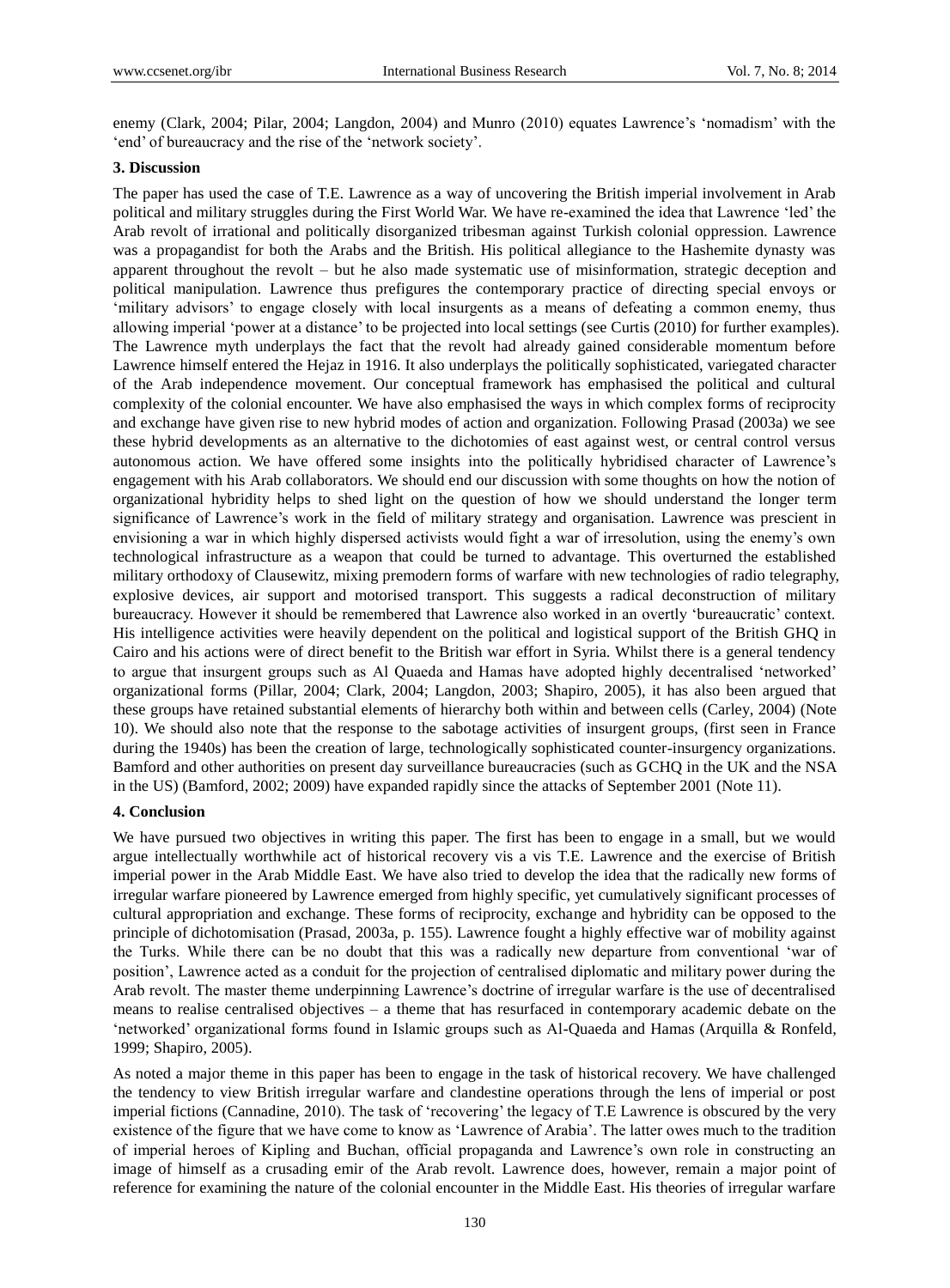enemy (Clark, 2004; Pilar, 2004; Langdon, 2004) and Munro (2010) equates Lawrence's 'nomadism' with the 'end' of bureaucracy and the rise of the 'network society'.

### 3. Discussion

The paper has used the case of T.E. Lawrence as a way of uncovering the British imperial involvement in Arab political and military struggles during the First World War. We have re-examined the idea that Lawrence 'led' the Arab revolt of irrational and politically disorganized tribesman against Turkish colonial oppression. Lawrence was a propagandist for both the Arabs and the British. His political allegiance to the Hashemite dynasty was apparent throughout the revolt – but he also made systematic use of misinformation, strategic deception and political manipulation. Lawrence thus prefigures the contemporary practice of directing special envoys or 'military advisors' to engage closely with local insurgents as a means of defeating a common enemy, thus allowing imperial 'power at a distance' to be projected into local settings (see Curtis (2010) for further examples). The Lawrence myth underplays the fact that the revolt had already gained considerable momentum before Lawrence himself entered the Hejaz in 1916. It also underplays the politically sophisticated, variegated character of the Arab independence movement. Our conceptual framework has emphasised the political and cultural complexity of the colonial encounter. We have also emphasised the ways in which complex forms of reciprocity and exchange have given rise to new hybrid modes of action and organization. Following Prasad (2003a) we see these hybrid developments as an alternative to the dichotomies of east against west, or central control versus autonomous action. We have offered some insights into the politically hybridised character of Lawrence's engagement with his Arab collaborators. We should end our discussion with some thoughts on how the notion of organizational hybridity helps to shed light on the question of how we should understand the longer term significance of Lawrence's work in the field of military strategy and organisation. Lawrence was prescient in envisioning a war in which highly dispersed activists would fight a war of irresolution, using the enemy's own technological infrastructure as a weapon that could be turned to advantage. This overturned the established military orthodoxy of Clausewitz, mixing premodern forms of warfare with new technologies of radio telegraphy, explosive devices, air support and motorised transport. This suggests a radical deconstruction of military bureaucracy. However it should be remembered that Lawrence also worked in an overtly 'bureaucratic' context. His intelligence activities were heavily dependent on the political and logistical support of the British GHQ in Cairo and his actions were of direct benefit to the British war effort in Syria. Whilst there is a general tendency to argue that insurgent groups such as Al Quaeda and Hamas have adopted highly decentralised 'networked' organizational forms (Pillar, 2004; Clark, 2004; Langdon, 2003; Shapiro, 2005), it has also been argued that these groups have retained substantial elements of hierarchy both within and between cells (Carley, 2004) (Note 10). We should also note that the response to the sabotage activities of insurgent groups, (first seen in France during the 1940s) has been the creation of large, technologically sophisticated counter-insurgency organizations. Bamford and other authorities on present day surveillance bureaucracies (such as GCHQ in the UK and the NSA in the US) (Bamford, 2002; 2009) have expanded rapidly since the attacks of September 2001 (Note 11).

### 4. Conclusion

We have pursued two objectives in writing this paper. The first has been to engage in a small, but we would argue intellectually worthwhile act of historical recovery vis a vis T.E. Lawrence and the exercise of British imperial power in the Arab Middle East. We have also tried to develop the idea that the radically new forms of irregular warfare pioneered by Lawrence emerged from highly specific, yet cumulatively significant processes of cultural appropriation and exchange. These forms of reciprocity, exchange and hybridity can be opposed to the principle of dichotomisation (Prasad, 2003a, p. 155). Lawrence fought a highly effective war of mobility against the Turks. While there can be no doubt that this was a radically new departure from conventional 'war of position', Lawrence acted as a conduit for the projection of centralised diplomatic and military power during the Arab revolt. The master theme underpinning Lawrence's doctrine of irregular warfare is the use of decentralised means to realise centralised objectives – a theme that has resurfaced in contemporary academic debate on the 'networked' organizational forms found in Islamic groups such as Al-Quaeda and Hamas (Arquilla & Ronfeld, 1999; Shapiro, 2005).

As noted a major theme in this paper has been to engage in the task of historical recovery. We have challenged the tendency to view British irregular warfare and clandestine operations through the lens of imperial or post imperial fictions (Cannadine, 2010). The task of 'recovering' the legacy of T.E Lawrence is obscured by the very existence of the figure that we have come to know as 'Lawrence of Arabia'. The latter owes much to the tradition of imperial heroes of Kipling and Buchan, official propaganda and Lawrence's own role in constructing an image of himself as a crusading emir of the Arab revolt. Lawrence does, however, remain a major point of reference for examining the nature of the colonial encounter in the Middle East. His theories of irregular warfare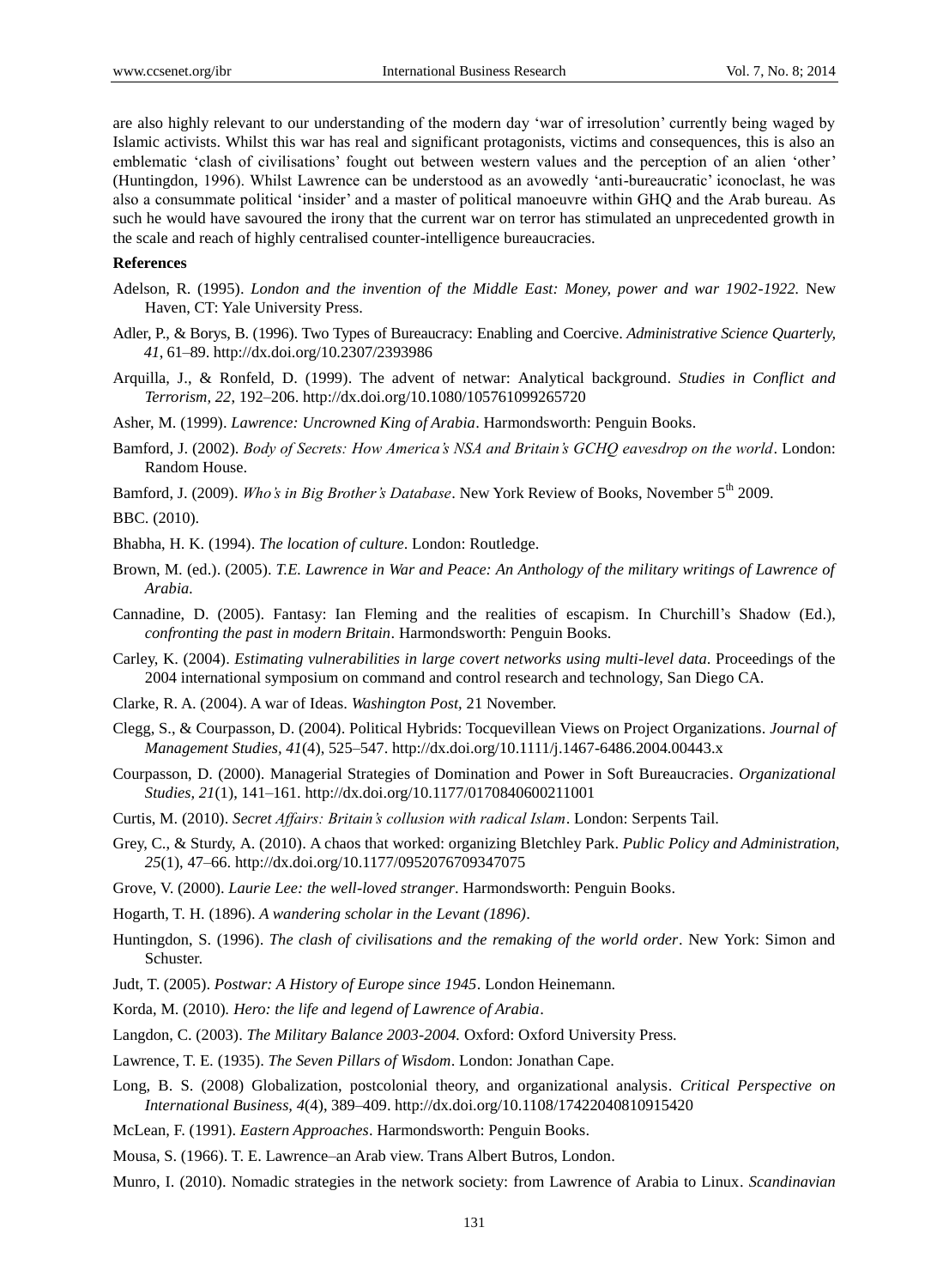are also highly relevant to our understanding of the modern day 'war of irresolution' currently being waged by Islamic activists. Whilst this war has real and significant protagonists, victims and consequences, this is also an emblematic 'clash of civilisations' fought out between western values and the perception of an alien 'other' (Huntingdon, 1996). Whilst Lawrence can be understood as an avowedly 'anti-bureaucratic' iconoclast, he was also a consummate political 'insider' and a master of political manoeuvre within GHQ and the Arab bureau. As such he would have savoured the irony that the current war on terror has stimulated an unprecedented growth in the scale and reach of highly centralised counter-intelligence bureaucracies.

**References**

Adelson, R. (1995). *London and the invention of the Middle East: Money, power and war 1902-1922.* New Haven, CT: Yale University Press.

Adler, P., & Borys, B. (1996). Two Types of Bureaucracy: Enabling and Coercive. *Administrative Science Quarterly, 41*, 61–89. http://dx.doi.org/10.2307/2393986

Arquilla, J., & Ronfeld, D. (1999). The advent of netwar: Analytical background. *Studies in Conflict and Terrorism, 22*, 192–206. http://dx.doi.org/10.1080/105761099265720

Asher, M. (1999). *Lawrence: Uncrowned King of Arabia*. Harmondsworth: Penguin Books.

Bamford, J. (2002). *Body of Secrets: How America's NSA and Britain's GCHQ eavesdrop on the world*. London: Random House.

Bamford, J. (2009). *Who's in Big Brother's Database*. New York Review of Books, November 5th 2009.

BBC. (2010).

Bhabha, H. K. (1994). *The location of culture*. London: Routledge.

Brown, M. (ed.). (2005). *T.E. Lawrence in War and Peace: An Anthology of the military writings of Lawrence of Arabia.*

Cannadine, D. (2005). Fantasy: Ian Fleming and the realities of escapism. In Churchill's Shadow (Ed.), *confronting the past in modern Britain*. Harmondsworth: Penguin Books.

Carley, K. (2004). *Estimating vulnerabilities in large covert networks using multi-level data.* Proceedings of the 2004 international symposium on command and control research and technology, San Diego CA.

Clarke, R. A. (2004). A war of Ideas. *Washington Post*, 21 November.

Clegg, S., & Courpasson, D. (2004). Political Hybrids: Tocquevillean Views on Project Organizations. *Journal of Management Studies, 41*(4), 525–547. http://dx.doi.org/10.1111/j.1467-6486.2004.00443.x

Courpasson, D. (2000). Managerial Strategies of Domination and Power in Soft Bureaucracies. *Organizational Studies, 21*(1), 141–161. http://dx.doi.org/10.1177/0170840600211001

Curtis, M. (2010). *Secret Affairs: Britain's collusion with radical Islam*. London: Serpents Tail.

Grey, C., & Sturdy, A. (2010). A chaos that worked: organizing Bletchley Park. *Public Policy and Administration, 25*(1), 47–66. http://dx.doi.org/10.1177/0952076709347075

Grove, V. (2000). *Laurie Lee: the well-loved stranger*. Harmondsworth: Penguin Books.

Hogarth, T. H. (1896). *A wandering scholar in the Levant (1896)*.

Huntingdon, S. (1996). *The clash of civilisations and the remaking of the world order*. New York: Simon and Schuster.

Judt, T. (2005). *Postwar: A History of Europe since 1945*. London Heinemann.

Korda, M. (2010). *Hero: the life and legend of Lawrence of Arabia*.

Langdon, C. (2003). *The Military Balance 2003-2004.* Oxford: Oxford University Press.

Lawrence, T. E. (1935). *The Seven Pillars of Wisdom*. London: Jonathan Cape.

Long, B. S. (2008) Globalization, postcolonial theory, and organizational analysis. *Critical Perspective on International Business, 4*(4), 389–409. http://dx.doi.org/10.1108/17422040810915420

McLean, F. (1991). *Eastern Approaches*. Harmondsworth: Penguin Books.

Mousa, S. (1966). T. E. Lawrence–an Arab view. Trans Albert Butros, London.

Munro, I. (2010). Nomadic strategies in the network society: from Lawrence of Arabia to Linux. *Scandinavian*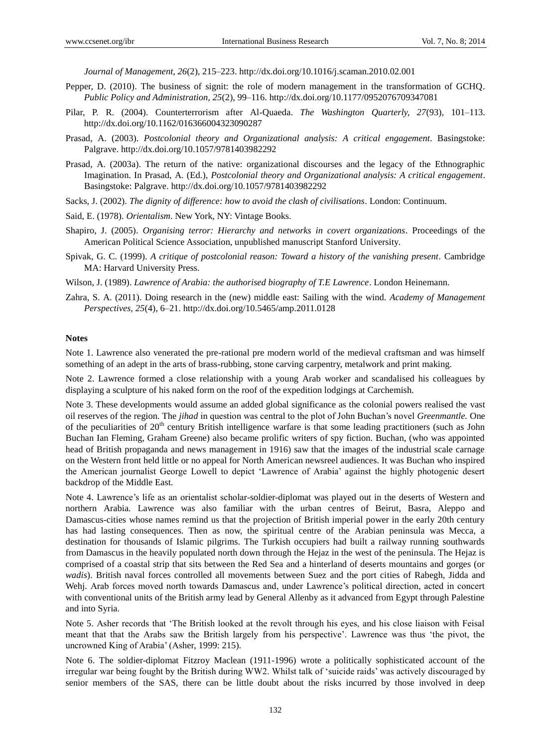*Journal of Management, 26*(2), 215–223. http://dx.doi.org/10.1016/j.scaman.2010.02.001

Pepper, D. (2010). The business of signit: the role of modern management in the transformation of GCHQ. *Public Policy and Administration, 25*(2), 99–116. http://dx.doi.org/10.1177/0952076709347081

Pilar, P. R. (2004). Counterterrorism after Al-Quaeda. *The Washington Quarterly, 27*(93), 101–113. http://dx.doi.org/10.1162/016366004323090287

Prasad, A. (2003). *Postcolonial theory and Organizational analysis: A critical engagement*. Basingstoke: Palgrave. http://dx.doi.org/10.1057/9781403982292

Prasad, A. (2003a). The return of the native: organizational discourses and the legacy of the Ethnographic Imagination. In Prasad, A. (Ed.), *Postcolonial theory and Organizational analysis: A critical engagement*. Basingstoke: Palgrave. http://dx.doi.org/10.1057/9781403982292

Sacks, J. (2002). *The dignity of difference: how to avoid the clash of civilisations*. London: Continuum.

Said, E. (1978). *Orientalism*. New York, NY: Vintage Books.

Shapiro, J. (2005). *Organising terror: Hierarchy and networks in covert organizations*. Proceedings of the American Political Science Association, unpublished manuscript Stanford University.

Spivak, G. C. (1999). *A critique of postcolonial reason: Toward a history of the vanishing present*. Cambridge MA: Harvard University Press.

Wilson, J. (1989). *Lawrence of Arabia: the authorised biography of T.E Lawrence*. London Heinemann.

Zahra, S. A. (2011). Doing research in the (new) middle east: Sailing with the wind. *Academy of Management Perspectives, 25*(4), 6–21. http://dx.doi.org/10.5465/amp.2011.0128

**Notes**

Note 1. Lawrence also venerated the pre-rational pre modern world of the medieval craftsman and was himself something of an adept in the arts of brass-rubbing, stone carving carpentry, metalwork and print making.

Note 2. Lawrence formed a close relationship with a young Arab worker and scandalised his colleagues by displaying a sculpture of his naked form on the roof of the expedition lodgings at Carchemish.

Note 3. These developments would assume an added global significance as the colonial powers realised the vast oil reserves of the region. The *jihad* in question was central to the plot of John Buchan's novel *Greenmantle.* One of the peculiarities of 20th century British intelligence warfare is that some leading practitioners (such as John Buchan Ian Fleming, Graham Greene) also became prolific writers of spy fiction. Buchan, (who was appointed head of British propaganda and news management in 1916) saw that the images of the industrial scale carnage on the Western front held little or no appeal for North American newsreel audiences. It was Buchan who inspired the American journalist George Lowell to depict 'Lawrence of Arabia' against the highly photogenic desert backdrop of the Middle East.

Note 4. Lawrence's life as an orientalist scholar-soldier-diplomat was played out in the deserts of Western and northern Arabia. Lawrence was also familiar with the urban centres of Beirut, Basra, Aleppo and Damascus-cities whose names remind us that the projection of British imperial power in the early 20th century has had lasting consequences. Then as now, the spiritual centre of the Arabian peninsula was Mecca, a destination for thousands of Islamic pilgrims. The Turkish occupiers had built a railway running southwards from Damascus in the heavily populated north down through the Hejaz in the west of the peninsula. The Hejaz is comprised of a coastal strip that sits between the Red Sea and a hinterland of deserts mountains and gorges (or *wadis*). British naval forces controlled all movements between Suez and the port cities of Rabegh, Jidda and Wehj. Arab forces moved north towards Damascus and, under Lawrence's political direction, acted in concert with conventional units of the British army lead by General Allenby as it advanced from Egypt through Palestine and into Syria.

Note 5. Asher records that 'The British looked at the revolt through his eyes, and his close liaison with Feisal meant that that the Arabs saw the British largely from his perspective'. Lawrence was thus 'the pivot, the uncrowned King of Arabia' (Asher, 1999: 215).

Note 6. The soldier-diplomat Fitzroy Maclean (1911-1996) wrote a politically sophisticated account of the irregular war being fought by the British during WW2. Whilst talk of 'suicide raids' was actively discouraged by senior members of the SAS, there can be little doubt about the risks incurred by those involved in deep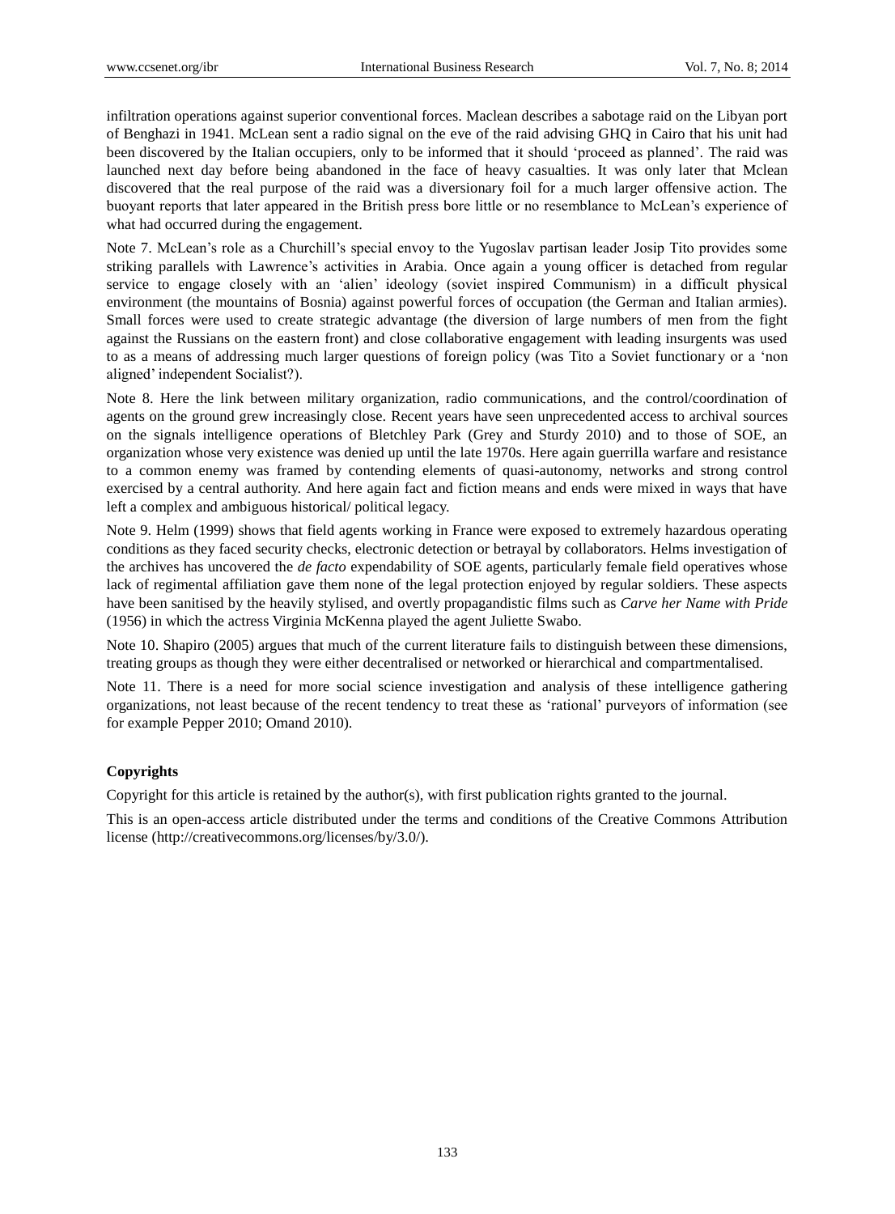infiltration operations against superior conventional forces. Maclean describes a sabotage raid on the Libyan port of Benghazi in 1941. McLean sent a radio signal on the eve of the raid advising GHQ in Cairo that his unit had been discovered by the Italian occupiers, only to be informed that it should 'proceed as planned'. The raid was launched next day before being abandoned in the face of heavy casualties. It was only later that Mclean discovered that the real purpose of the raid was a diversionary foil for a much larger offensive action. The buoyant reports that later appeared in the British press bore little or no resemblance to McLean's experience of what had occurred during the engagement.

Note 7. McLean's role as a Churchill's special envoy to the Yugoslav partisan leader Josip Tito provides some striking parallels with Lawrence's activities in Arabia. Once again a young officer is detached from regular service to engage closely with an 'alien' ideology (soviet inspired Communism) in a difficult physical environment (the mountains of Bosnia) against powerful forces of occupation (the German and Italian armies). Small forces were used to create strategic advantage (the diversion of large numbers of men from the fight against the Russians on the eastern front) and close collaborative engagement with leading insurgents was used to as a means of addressing much larger questions of foreign policy (was Tito a Soviet functionary or a 'non aligned' independent Socialist?).

Note 8. Here the link between military organization, radio communications, and the control/coordination of agents on the ground grew increasingly close. Recent years have seen unprecedented access to archival sources on the signals intelligence operations of Bletchley Park (Grey and Sturdy 2010) and to those of SOE, an organization whose very existence was denied up until the late 1970s. Here again guerrilla warfare and resistance to a common enemy was framed by contending elements of quasi-autonomy, networks and strong control exercised by a central authority. And here again fact and fiction means and ends were mixed in ways that have left a complex and ambiguous historical/ political legacy.

Note 9. Helm (1999) shows that field agents working in France were exposed to extremely hazardous operating conditions as they faced security checks, electronic detection or betrayal by collaborators. Helms investigation of the archives has uncovered the *de facto* expendability of SOE agents, particularly female field operatives whose lack of regimental affiliation gave them none of the legal protection enjoyed by regular soldiers. These aspects have been sanitised by the heavily stylised, and overtly propagandistic films such as *Carve her Name with Pride* (1956) in which the actress Virginia McKenna played the agent Juliette Swabo.

Note 10. Shapiro (2005) argues that much of the current literature fails to distinguish between these dimensions, treating groups as though they were either decentralised or networked or hierarchical and compartmentalised.

Note 11. There is a need for more social science investigation and analysis of these intelligence gathering organizations, not least because of the recent tendency to treat these as 'rational' purveyors of information (see for example Pepper 2010; Omand 2010).

## Copyrights

Copyright for this article is retained by the author(s), with first publication rights granted to the journal.

This is an open-access article distributed under the terms and conditions of the Creative Commons Attribution license (http://creativecommons.org/licenses/by/3.0/).